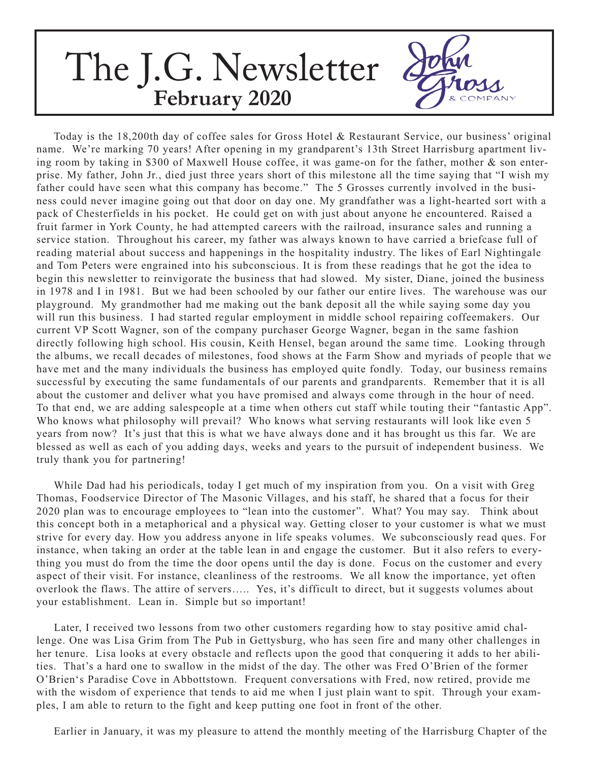# The J.G. Newsletter

**February 2020**

John Gross & COMPANY

Today is the 18,200th day of coffee sales for Gross Hotel & Restaurant Service, our business' original name. We're marking 70 years! After opening in my grandparent's 13th Street Harrisburg apartment living room by taking in $300 of Maxwell House coffee, it was game-on for the father, mother & son enterprise. My father, John Jr., died just three years short of this milestone all the time saying that "I wish my father could have seen what this company has become." The 5 Grosses currently involved in the business could never imagine going out that door on day one. My grandfather was a light-hearted sort with a pack of Chesterfields in his pocket. He could get on with just about anyone he encountered. Raised a fruit farmer in York County, he had attempted careers with the railroad, insurance sales and running a service station. Throughout his career, my father was always known to have carried a briefcase full of reading material about success and happenings in the hospitality industry. The likes of Earl Nightingale and Tom Peters were engrained into his subconscious. It is from these readings that he got the idea to begin this newsletter to reinvigorate the business that had slowed. My sister, Diane, joined the business in 1978 and I in 1981. But we had been schooled by our father our entire lives. The warehouse was our playground. My grandmother had me making out the bank deposit all the while saying some day you will run this business. I had started regular employment in middle school repairing coffeemakers. Our current VP Scott Wagner, son of the company purchaser George Wagner, began in the same fashion directly following high school. His cousin, Keith Hensel, began around the same time. Looking through the albums, we recall decades of milestones, food shows at the Farm Show and myriads of people that we have met and the many individuals the business has employed quite fondly. Today, our business remains successful by executing the same fundamentals of our parents and grandparents. Remember that it is all about the customer and deliver what you have promised and always come through in the hour of need. To that end, we are adding salespeople at a time when others cut staff while touting their "fantastic App". Who knows what philosophy will prevail? Who knows what serving restaurants will look like even 5 years from now? It's just that this is what we have always done and it has brought us this far. We are blessed as well as each of you adding days, weeks and years to the pursuit of independent business. We truly thank you for partnering!

While Dad had his periodicals, today I get much of my inspiration from you. On a visit with Greg Thomas, Foodservice Director of The Masonic Villages, and his staff, he shared that a focus for their 2020 plan was to encourage employees to "lean into the customer". What? You may say. Think about this concept both in a metaphorical and a physical way. Getting closer to your customer is what we must strive for every day. How you address anyone in life speaks volumes. We subconsciously read ques. For instance, when taking an order at the table lean in and engage the customer. But it also refers to everything you must do from the time the door opens until the day is done. Focus on the customer and every aspect of their visit. For instance, cleanliness of the restrooms. We all know the importance, yet often overlook the flaws. The attire of servers….. Yes, it's difficult to direct, but it suggests volumes about your establishment. Lean in. Simple but so important!

Later, I received two lessons from two other customers regarding how to stay positive amid challenge. One was Lisa Grim from The Pub in Gettysburg, who has seen fire and many other challenges in her tenure. Lisa looks at every obstacle and reflects upon the good that conquering it adds to her abilities. That's a hard one to swallow in the midst of the day. The other was Fred O'Brien of the former O'Brien's Paradise Cove in Abbottstown. Frequent conversations with Fred, now retired, provide me with the wisdom of experience that tends to aid me when I just plain want to spit. Through your examples, I am able to return to the fight and keep putting one foot in front of the other.

Earlier in January, it was my pleasure to attend the monthly meeting of the Harrisburg Chapter of the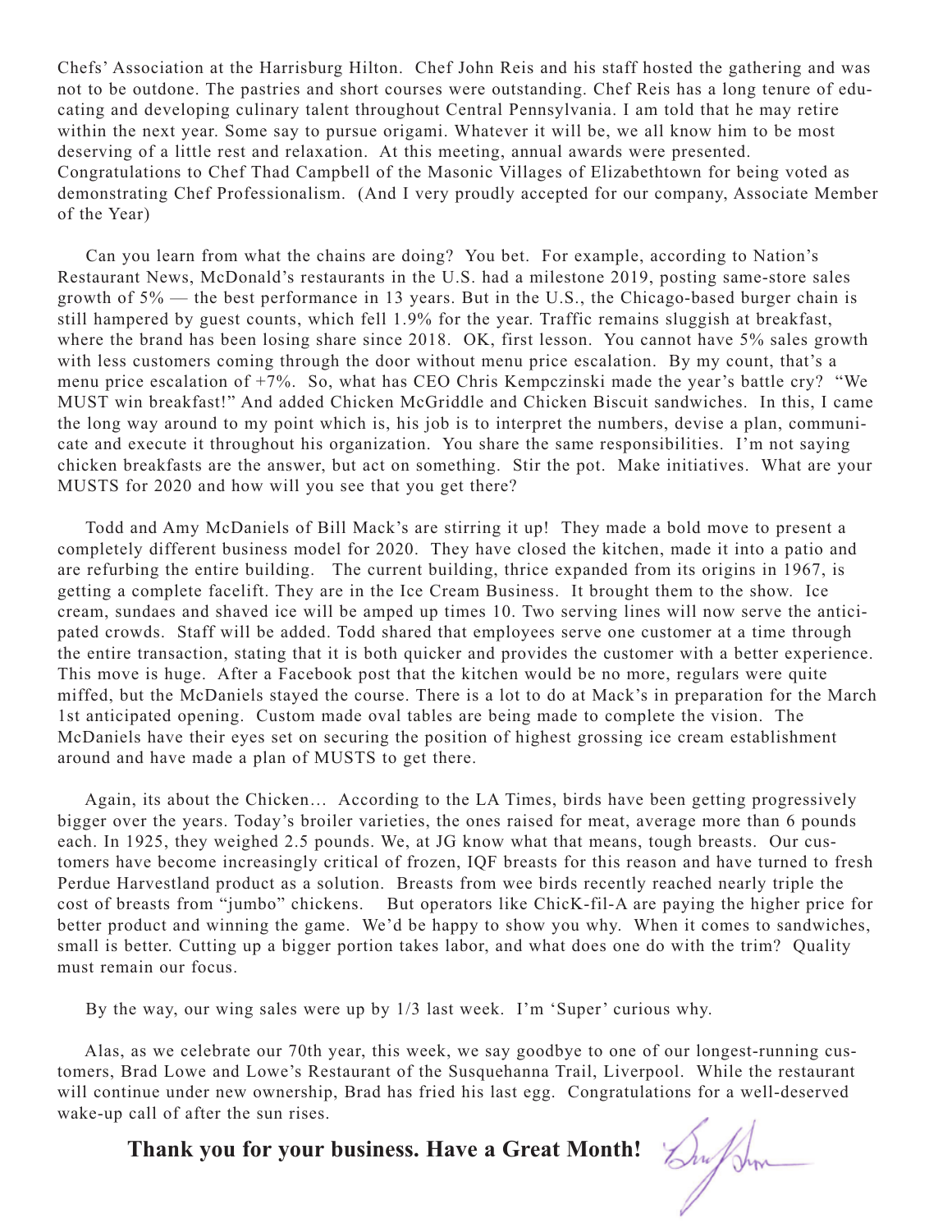Chefs' Association at the Harrisburg Hilton. Chef John Reis and his staff hosted the gathering and was not to be outdone. The pastries and short courses were outstanding. Chef Reis has a long tenure of educating and developing culinary talent throughout Central Pennsylvania. I am told that he may retire within the next year. Some say to pursue origami. Whatever it will be, we all know him to be most deserving of a little rest and relaxation. At this meeting, annual awards were presented. Congratulations to Chef Thad Campbell of the Masonic Villages of Elizabethtown for being voted as demonstrating Chef Professionalism. (And I very proudly accepted for our company, Associate Member of the Year)

Can you learn from what the chains are doing? You bet. For example, according to Nation's Restaurant News, McDonald's restaurants in the U.S. had a milestone 2019, posting same-store sales growth of 5% — the best performance in 13 years. But in the U.S., the Chicago-based burger chain is still hampered by guest counts, which fell 1.9% for the year. Traffic remains sluggish at breakfast, where the brand has been losing share since 2018. OK, first lesson. You cannot have 5% sales growth with less customers coming through the door without menu price escalation. By my count, that's a menu price escalation of +7%. So, what has CEO Chris Kempczinski made the year's battle cry? "We MUST win breakfast!" And added Chicken McGriddle and Chicken Biscuit sandwiches. In this, I came the long way around to my point which is, his job is to interpret the numbers, devise a plan, communicate and execute it throughout his organization. You share the same responsibilities. I'm not saying chicken breakfasts are the answer, but act on something. Stir the pot. Make initiatives. What are your MUSTS for 2020 and how will you see that you get there?

Todd and Amy McDaniels of Bill Mack's are stirring it up! They made a bold move to present a completely different business model for 2020. They have closed the kitchen, made it into a patio and are refurbing the entire building. The current building, thrice expanded from its origins in 1967, is getting a complete facelift. They are in the Ice Cream Business. It brought them to the show. Ice cream, sundaes and shaved ice will be amped up times 10. Two serving lines will now serve the anticipated crowds. Staff will be added. Todd shared that employees serve one customer at a time through the entire transaction, stating that it is both quicker and provides the customer with a better experience. This move is huge. After a Facebook post that the kitchen would be no more, regulars were quite miffed, but the McDaniels stayed the course. There is a lot to do at Mack's in preparation for the March 1st anticipated opening. Custom made oval tables are being made to complete the vision. The McDaniels have their eyes set on securing the position of highest grossing ice cream establishment around and have made a plan of MUSTS to get there.

Again, its about the Chicken… According to the LA Times, birds have been getting progressively bigger over the years. Today's broiler varieties, the ones raised for meat, average more than 6 pounds each. In 1925, they weighed 2.5 pounds. We, at JG know what that means, tough breasts. Our customers have become increasingly critical of frozen, IQF breasts for this reason and have turned to fresh Perdue Harvestland product as a solution. Breasts from wee birds recently reached nearly triple the cost of breasts from "jumbo" chickens. But operators like ChicK-fil-A are paying the higher price for better product and winning the game. We'd be happy to show you why. When it comes to sandwiches, small is better. Cutting up a bigger portion takes labor, and what does one do with the trim? Quality must remain our focus.

By the way, our wing sales were up by 1/3 last week. I'm 'Super' curious why.

Alas, as we celebrate our 70th year, this week, we say goodbye to one of our longest-running customers, Brad Lowe and Lowe's Restaurant of the Susquehanna Trail, Liverpool. While the restaurant will continue under new ownership, Brad has fried his last egg. Congratulations for a well-deserved wake-up call of after the sun rises.

**Thank you for your business. Have a Great Month!**